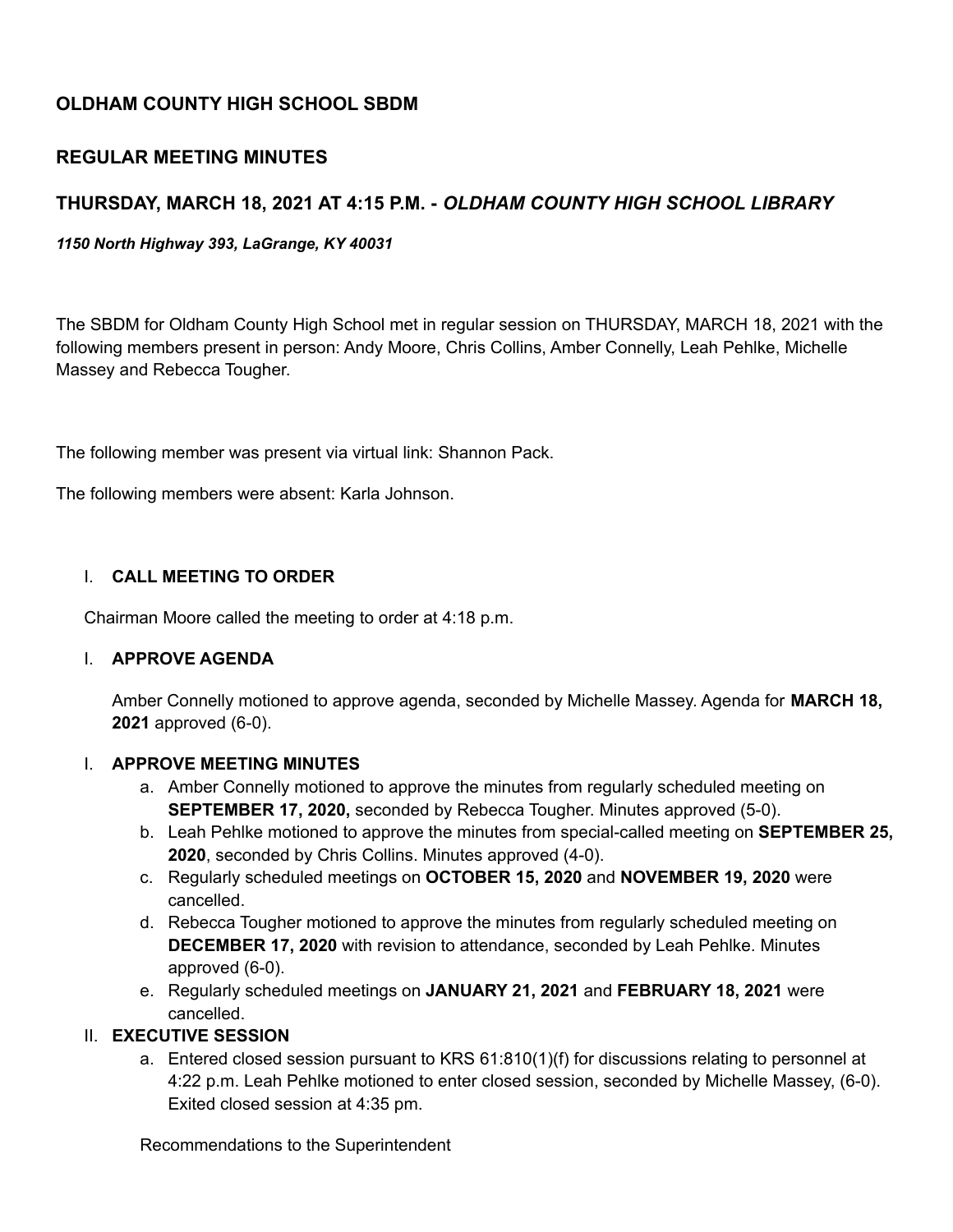# OLDHAM COUNTY HIGH SCHOOL SBDM

## REGULAR MEETING MINUTES

## THURSDAY, MARCH 18, 2021 AT 4:15 P.M. - *OLDHAM COUNTY HIGH SCHOOL LIBRARY*

***1150 North Highway 393, LaGrange, KY 40031***

The SBDM for Oldham County High School met in regular session on THURSDAY, MARCH 18, 2021 with the following members present in person: Andy Moore, Chris Collins, Amber Connelly, Leah Pehlke, Michelle Massey and Rebecca Tougher.

The following member was present via virtual link: Shannon Pack.

The following members were absent: Karla Johnson.

I. **CALL MEETING TO ORDER**

Chairman Moore called the meeting to order at 4:18 p.m.

I. **APPROVE AGENDA**

Amber Connelly motioned to approve agenda, seconded by Michelle Massey. Agenda for **MARCH 18, 2021** approved (6-0).

I. **APPROVE MEETING MINUTES**
   a. Amber Connelly motioned to approve the minutes from regularly scheduled meeting on **SEPTEMBER 17, 2020,** seconded by Rebecca Tougher. Minutes approved (5-0).
   b. Leah Pehlke motioned to approve the minutes from special-called meeting on **SEPTEMBER 25, 2020**, seconded by Chris Collins. Minutes approved (4-0).
   c. Regularly scheduled meetings on **OCTOBER 15, 2020** and **NOVEMBER 19, 2020** were cancelled.
   d. Rebecca Tougher motioned to approve the minutes from regularly scheduled meeting on **DECEMBER 17, 2020** with revision to attendance, seconded by Leah Pehlke. Minutes approved (6-0).
   e. Regularly scheduled meetings on **JANUARY 21, 2021** and **FEBRUARY 18, 2021** were cancelled.

II. **EXECUTIVE SESSION**
   a. Entered closed session pursuant to KRS 61:810(1)(f) for discussions relating to personnel at 4:22 p.m. Leah Pehlke motioned to enter closed session, seconded by Michelle Massey, (6-0). Exited closed session at 4:35 pm.

   Recommendations to the Superintendent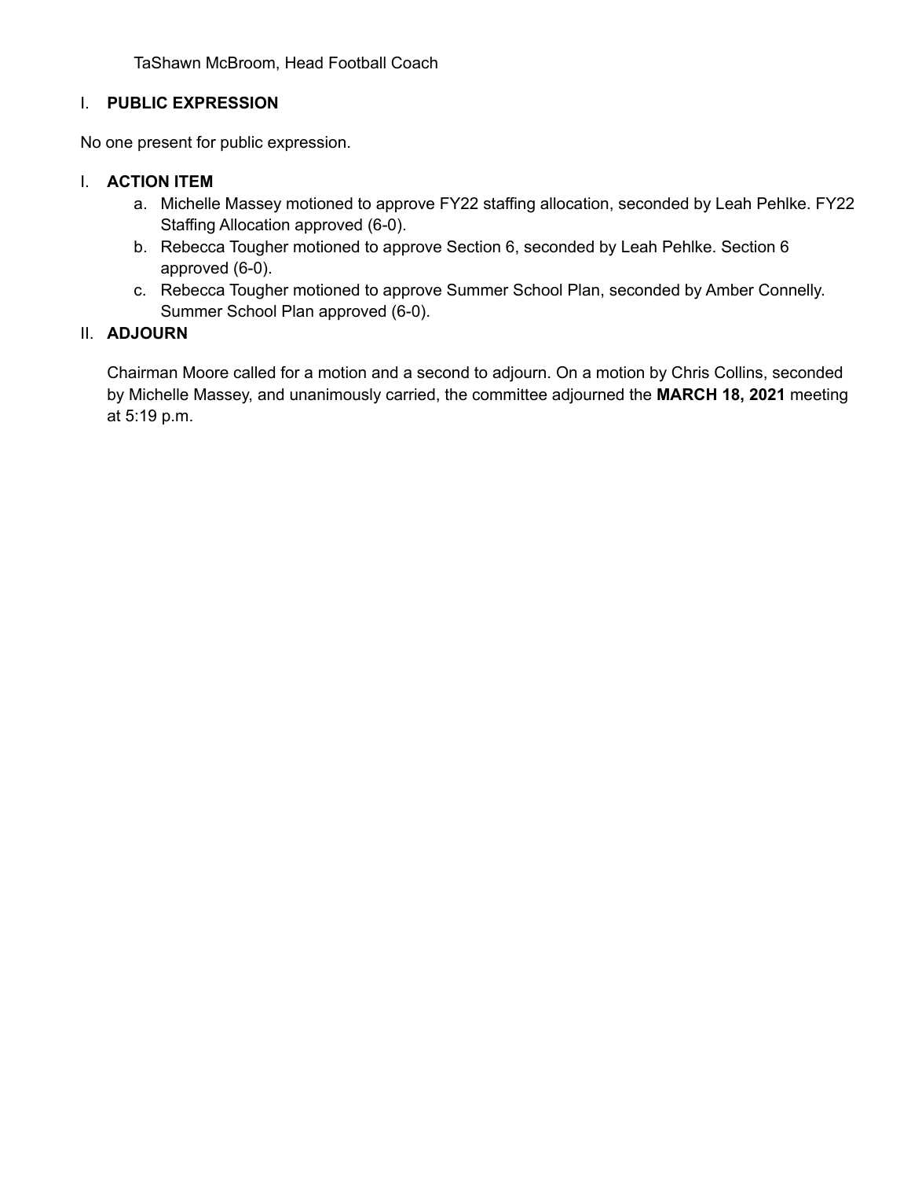TaShawn McBroom, Head Football Coach

I. **PUBLIC EXPRESSION**

No one present for public expression.

I. **ACTION ITEM**

a. Michelle Massey motioned to approve FY22 staffing allocation, seconded by Leah Pehlke. FY22 Staffing Allocation approved (6-0).
b. Rebecca Tougher motioned to approve Section 6, seconded by Leah Pehlke. Section 6 approved (6-0).
c. Rebecca Tougher motioned to approve Summer School Plan, seconded by Amber Connelly. Summer School Plan approved (6-0).

II. **ADJOURN**

Chairman Moore called for a motion and a second to adjourn. On a motion by Chris Collins, seconded by Michelle Massey, and unanimously carried, the committee adjourned the **MARCH 18, 2021** meeting at 5:19 p.m.